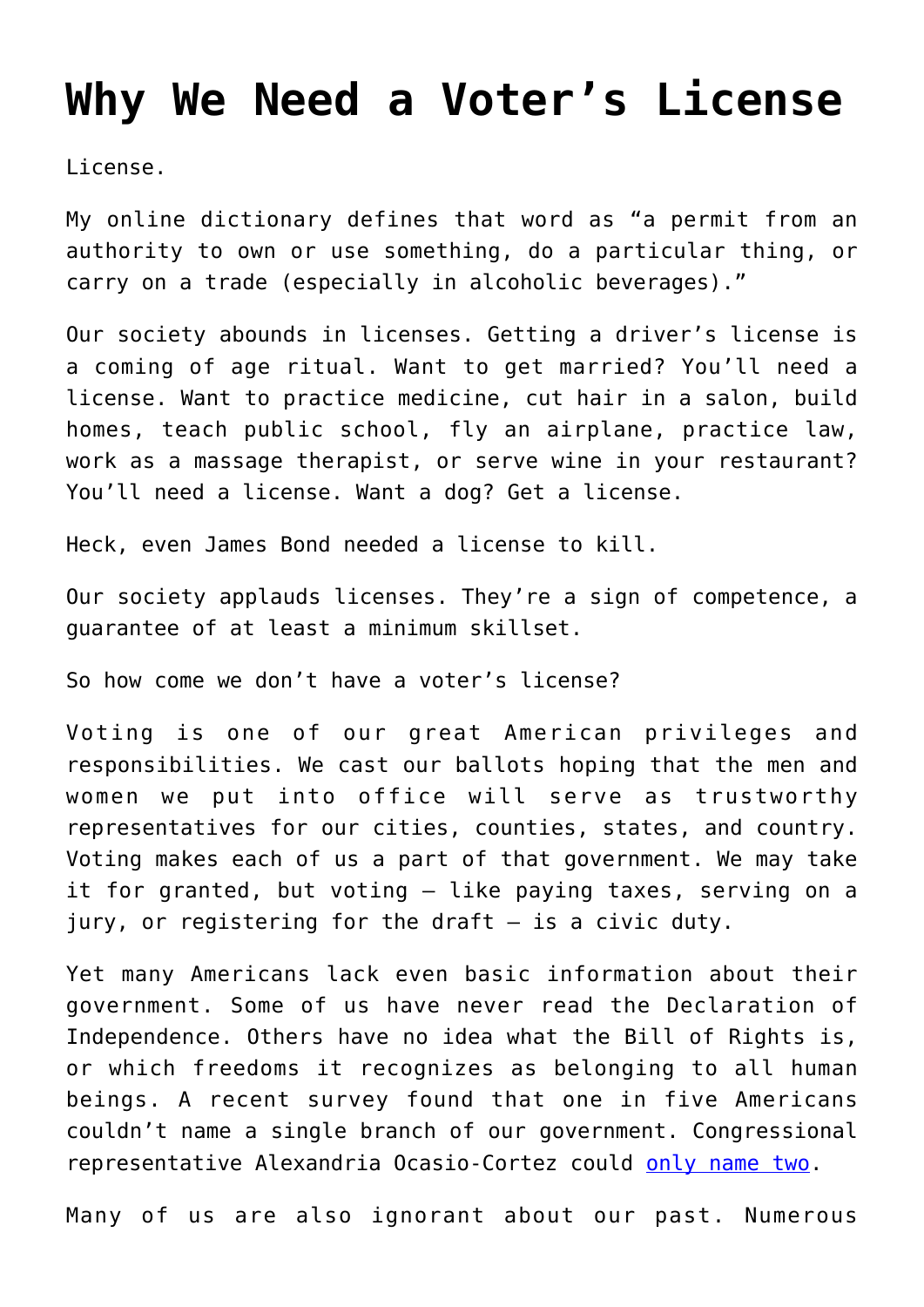# Why We Need a Voter's License

License.

My online dictionary defines that word as "a permit from an authority to own or use something, do a particular thing, or carry on a trade (especially in alcoholic beverages)."

Our society abounds in licenses. Getting a driver's license is a coming of age ritual. Want to get married? You'll need a license. Want to practice medicine, cut hair in a salon, build homes, teach public school, fly an airplane, practice law, work as a massage therapist, or serve wine in your restaurant? You'll need a license. Want a dog? Get a license.

Heck, even James Bond needed a license to kill.

Our society applauds licenses. They're a sign of competence, a guarantee of at least a minimum skillset.

So how come we don't have a voter's license?

Voting is one of our great American privileges and responsibilities. We cast our ballots hoping that the men and women we put into office will serve as trustworthy representatives for our cities, counties, states, and country. Voting makes each of us a part of that government. We may take it for granted, but voting – like paying taxes, serving on a jury, or registering for the draft – is a civic duty.

Yet many Americans lack even basic information about their government. Some of us have never read the Declaration of Independence. Others have no idea what the Bill of Rights is, or which freedoms it recognizes as belonging to all human beings. A recent survey found that one in five Americans couldn't name a single branch of our government. Congressional representative Alexandria Ocasio-Cortez could only name two.

Many of us are also ignorant about our past. Numerous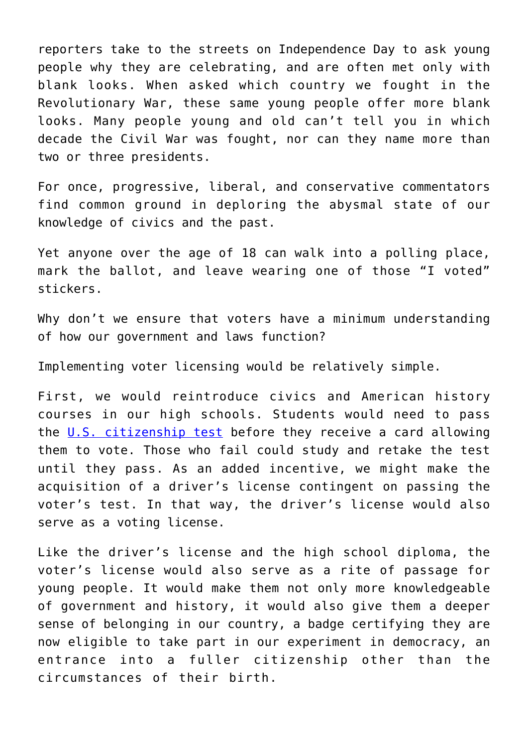reporters take to the streets on Independence Day to ask young people why they are celebrating, and are often met only with blank looks. When asked which country we fought in the Revolutionary War, these same young people offer more blank looks. Many people young and old can't tell you in which decade the Civil War was fought, nor can they name more than two or three presidents.

For once, progressive, liberal, and conservative commentators find common ground in deploring the abysmal state of our knowledge of civics and the past.

Yet anyone over the age of 18 can walk into a polling place, mark the ballot, and leave wearing one of those "I voted" stickers.

Why don't we ensure that voters have a minimum understanding of how our government and laws function?

Implementing voter licensing would be relatively simple.

First, we would reintroduce civics and American history courses in our high schools. Students would need to pass the U.S. citizenship test before they receive a card allowing them to vote. Those who fail could study and retake the test until they pass. As an added incentive, we might make the acquisition of a driver's license contingent on passing the voter's test. In that way, the driver's license would also serve as a voting license.

Like the driver's license and the high school diploma, the voter's license would also serve as a rite of passage for young people. It would make them not only more knowledgeable of government and history, it would also give them a deeper sense of belonging in our country, a badge certifying they are now eligible to take part in our experiment in democracy, an entrance into a fuller citizenship other than the circumstances of their birth.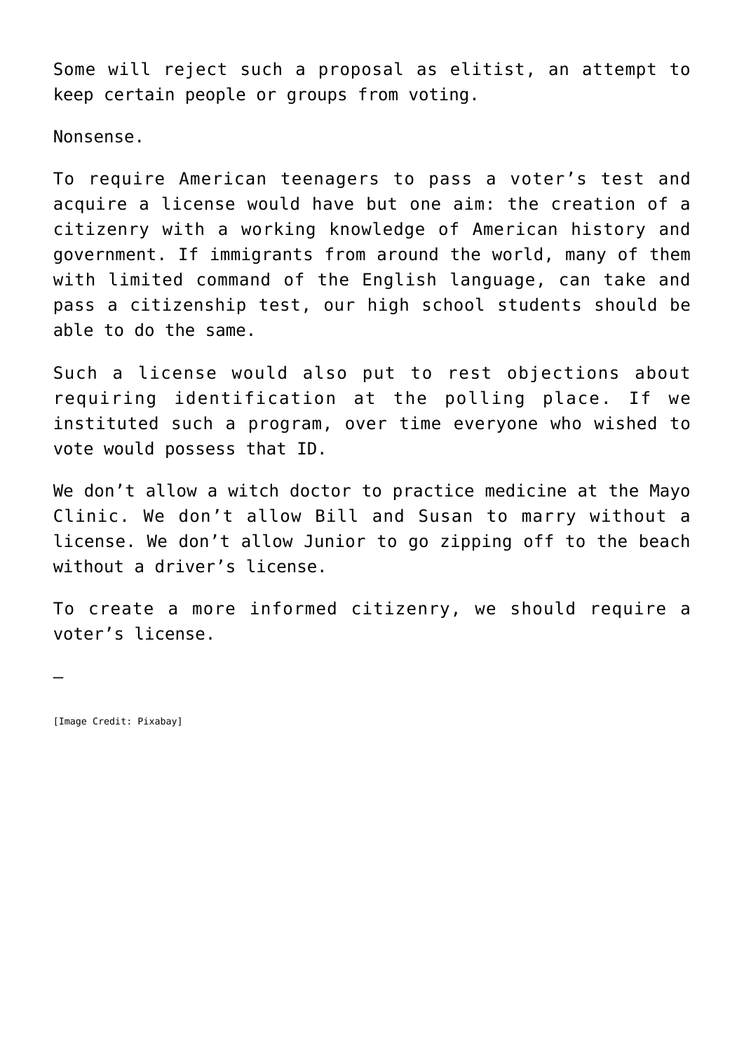Some will reject such a proposal as elitist, an attempt to keep certain people or groups from voting.

Nonsense.

To require American teenagers to pass a voter's test and acquire a license would have but one aim: the creation of a citizenry with a working knowledge of American history and government. If immigrants from around the world, many of them with limited command of the English language, can take and pass a citizenship test, our high school students should be able to do the same.

Such a license would also put to rest objections about requiring identification at the polling place. If we instituted such a program, over time everyone who wished to vote would possess that ID.

We don't allow a witch doctor to practice medicine at the Mayo Clinic. We don't allow Bill and Susan to marry without a license. We don't allow Junior to go zipping off to the beach without a driver's license.

To create a more informed citizenry, we should require a voter's license.

—

[Image Credit: Pixabay]